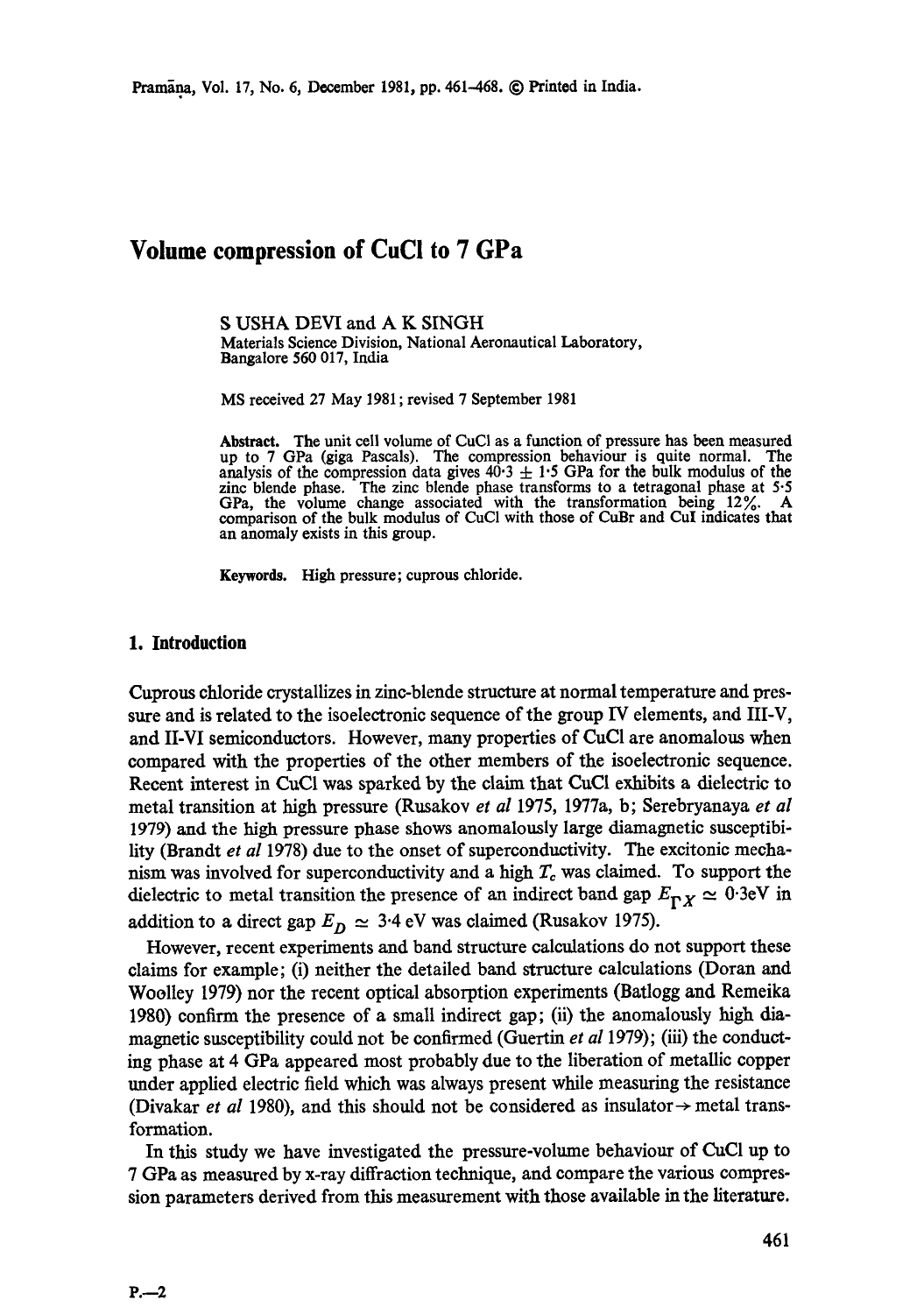# Volume compression of CuCl to 7 GPa

S USHA DEVI and A K SINGH
Materials Science Division, National Aeronautical Laboratory, Bangalore 560 017, India

MS received 27 May 1981; revised 7 September 1981

**Abstract.** The unit cell volume of CuCl as a function of pressure has been measured up to 7 GPa (giga Pascals). The compression behaviour is quite normal. The analysis of the compression data gives 40·3 ± 1·5 GPa for the bulk modulus of the zinc blende phase. The zinc blende phase transforms to a tetragonal phase at 5·5 GPa, the volume change associated with the transformation being 12%. A comparison of the bulk modulus of CuCl with those of CuBr and CuI indicates that an anomaly exists in this group.

**Keywords.** High pressure; cuprous chloride.

## 1. Introduction

Cuprous chloride crystallizes in zinc-blende structure at normal temperature and pressure and is related to the isoelectronic sequence of the group IV elements, and III-V, and II-VI semiconductors. However, many properties of CuCl are anomalous when compared with the properties of the other members of the isoelectronic sequence. Recent interest in CuCl was sparked by the claim that CuCl exhibits a dielectric to metal transition at high pressure (Rusakov *et al* 1975, 1977a, b; Serebryanaya *et al* 1979) and the high pressure phase shows anomalously large diamagnetic susceptibility (Brandt *et al* 1978) due to the onset of superconductivity. The excitonic mechanism was involved for superconductivity and a high $T_c$ was claimed. To support the dielectric to metal transition the presence of an indirect band gap $E_{\Gamma X} \simeq 0{\cdot}3$eV in addition to a direct gap $E_D \simeq 3{\cdot}4$ eV was claimed (Rusakov 1975).

However, recent experiments and band structure calculations do not support these claims for example; (i) neither the detailed band structure calculations (Doran and Woolley 1979) nor the recent optical absorption experiments (Batlogg and Remeika 1980) confirm the presence of a small indirect gap; (ii) the anomalously high diamagnetic susceptibility could not be confirmed (Guertin *et al* 1979); (iii) the conducting phase at 4 GPa appeared most probably due to the liberation of metallic copper under applied electric field which was always present while measuring the resistance (Divakar *et al* 1980), and this should not be considered as insulator → metal transformation.

In this study we have investigated the pressure-volume behaviour of CuCl up to 7 GPa as measured by x-ray diffraction technique, and compare the various compression parameters derived from this measurement with those available in the literature.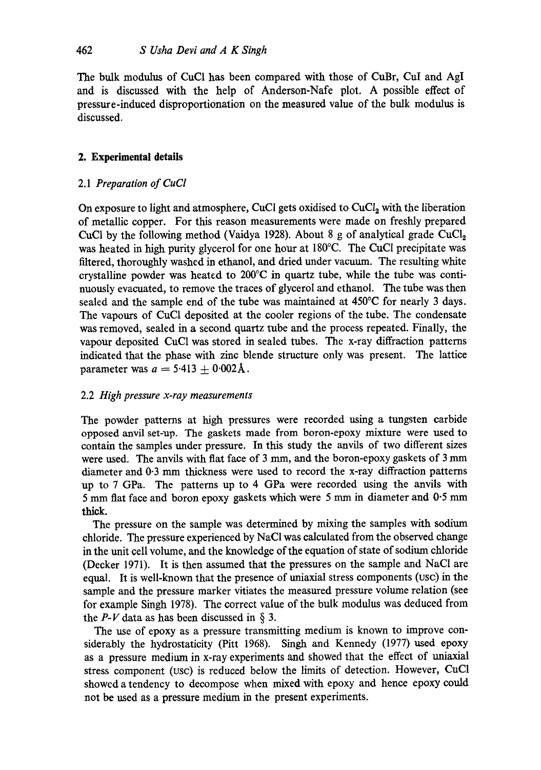The bulk modulus of CuCl has been compared with those of CuBr, CuI and AgI and is discussed with the help of Anderson-Nafe plot. A possible effect of pressure-induced disproportionation on the measured value of the bulk modulus is discussed.

## 2. Experimental details

### 2.1 *Preparation of CuCl*

On exposure to light and atmosphere, CuCl gets oxidised to $CuCl_2$ with the liberation of metallic copper. For this reason measurements were made on freshly prepared CuCl by the following method (Vaidya 1928). About 8 g of analytical grade $CuCl_2$ was heated in high purity glycerol for one hour at 180°C. The CuCl precipitate was filtered, thoroughly washed in ethanol, and dried under vacuum. The resulting white crystalline powder was heated to 200°C in quartz tube, while the tube was continuously evacuated, to remove the traces of glycerol and ethanol. The tube was then sealed and the sample end of the tube was maintained at 450°C for nearly 3 days. The vapours of CuCl deposited at the cooler regions of the tube. The condensate was removed, sealed in a second quartz tube and the process repeated. Finally, the vapour deposited CuCl was stored in sealed tubes. The x-ray diffraction patterns indicated that the phase with zinc blende structure only was present. The lattice parameter was $a = 5{\cdot}413 \pm 0{\cdot}002$ Å.

### 2.2 *High pressure x-ray measurements*

The powder patterns at high pressures were recorded using a tungsten carbide opposed anvil set-up. The gaskets made from boron-epoxy mixture were used to contain the samples under pressure. In this study the anvils of two different sizes were used. The anvils with flat face of 3 mm, and the boron-epoxy gaskets of 3 mm diameter and 0·3 mm thickness were used to record the x-ray diffraction patterns up to 7 GPa. The patterns up to 4 GPa were recorded using the anvils with 5 mm flat face and boron epoxy gaskets which were 5 mm in diameter and 0·5 mm thick.

The pressure on the sample was determined by mixing the samples with sodium chloride. The pressure experienced by NaCl was calculated from the observed change in the unit cell volume, and the knowledge of the equation of state of sodium chloride (Decker 1971). It is then assumed that the pressures on the sample and NaCl are equal. It is well-known that the presence of uniaxial stress components (USC) in the sample and the pressure marker vitiates the measured pressure volume relation (see for example Singh 1978). The correct value of the bulk modulus was deduced from the $P$-$V$ data as has been discussed in § 3.

The use of epoxy as a pressure transmitting medium is known to improve considerably the hydrostaticity (Pitt 1968). Singh and Kennedy (1977) used epoxy as a pressure medium in x-ray experiments and showed that the effect of uniaxial stress component (USC) is reduced below the limits of detection. However, CuCl showed a tendency to decompose when mixed with epoxy and hence epoxy could not be used as a pressure medium in the present experiments.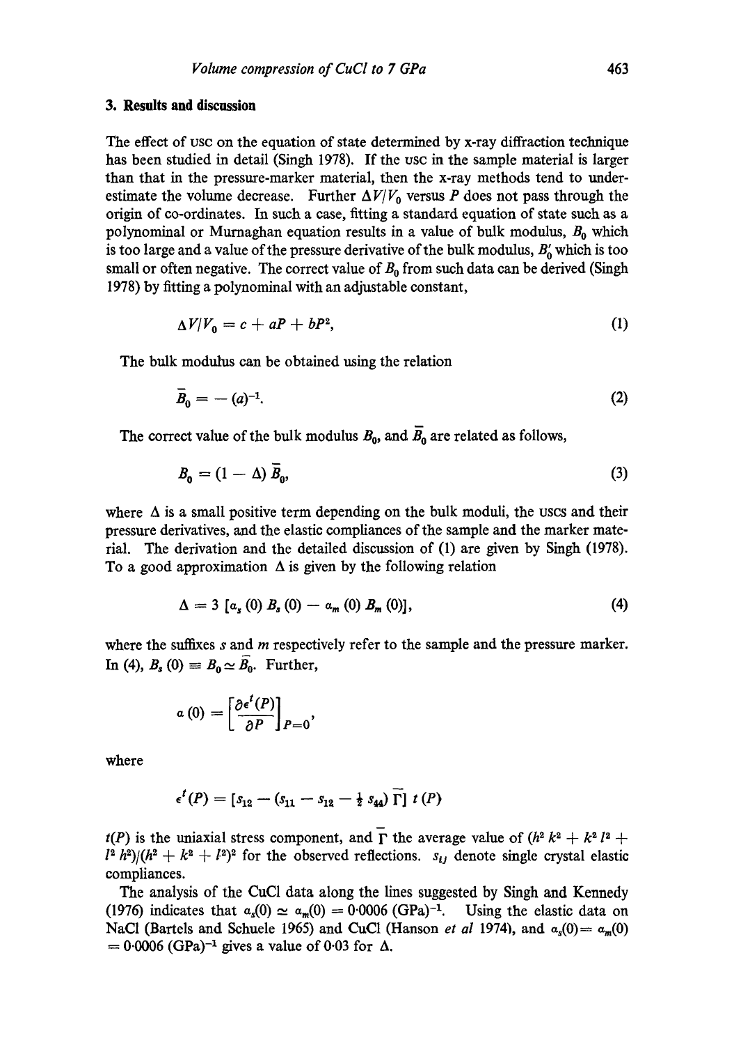### 3. Results and discussion

The effect of USC on the equation of state determined by x-ray diffraction technique has been studied in detail (Singh 1978). If the USC in the sample material is larger than that in the pressure-marker material, then the x-ray methods tend to underestimate the volume decrease. Further $\Delta V/V_0$ versus $P$ does not pass through the origin of co-ordinates. In such a case, fitting a standard equation of state such as a polynominal or Murnaghan equation results in a value of bulk modulus, $B_0$ which is too large and a value of the pressure derivative of the bulk modulus, $B_0'$ which is too small or often negative. The correct value of $B_0$ from such data can be derived (Singh 1978) by fitting a polynominal with an adjustable constant,

$$\Delta V/V_0 = c + aP + bP^2, \tag{1}$$

The bulk modulus can be obtained using the relation

$$\bar{B}_0 = -(a)^{-1}. \tag{2}$$

The correct value of the bulk modulus $B_0$, and $\bar{B}_0$ are related as follows,

$$B_0 = (1 - \Delta)\,\bar{B}_0, \tag{3}$$

where $\Delta$ is a small positive term depending on the bulk moduli, the USCs and their pressure derivatives, and the elastic compliances of the sample and the marker material. The derivation and the detailed discussion of (1) are given by Singh (1978). To a good approximation $\Delta$ is given by the following relation

$$\Delta = 3\,[\alpha_s(0)\,B_s(0) - \alpha_m(0)\,B_m(0)], \tag{4}$$

where the suffixes $s$ and $m$ respectively refer to the sample and the pressure marker. In (4), $B_s(0) \equiv B_0 \simeq \bar{B}_0$. Further,

$$\alpha(0) = \left[\frac{\partial \epsilon^t(P)}{\partial P}\right]_{P=0},$$

where

$$\epsilon^t(P) = [s_{12} - (s_{11} - s_{12} - \tfrac{1}{2}s_{44})\,\bar{\Gamma}]\; t(P)$$

$t(P)$ is the uniaxial stress component, and $\bar{\Gamma}$ the average value of $(h^2k^2 + k^2l^2 + l^2h^2)/(h^2 + k^2 + l^2)^2$ for the observed reflections. $s_{ij}$ denote single crystal elastic compliances.

The analysis of the CuCl data along the lines suggested by Singh and Kennedy (1976) indicates that $\alpha_s(0) \simeq \alpha_m(0) = 0{\cdot}0006\ (\text{GPa})^{-1}$. Using the elastic data on NaCl (Bartels and Schuele 1965) and CuCl (Hanson *et al* 1974), and $\alpha_s(0) = \alpha_m(0) = 0{\cdot}0006\ (\text{GPa})^{-1}$ gives a value of 0·03 for $\Delta$.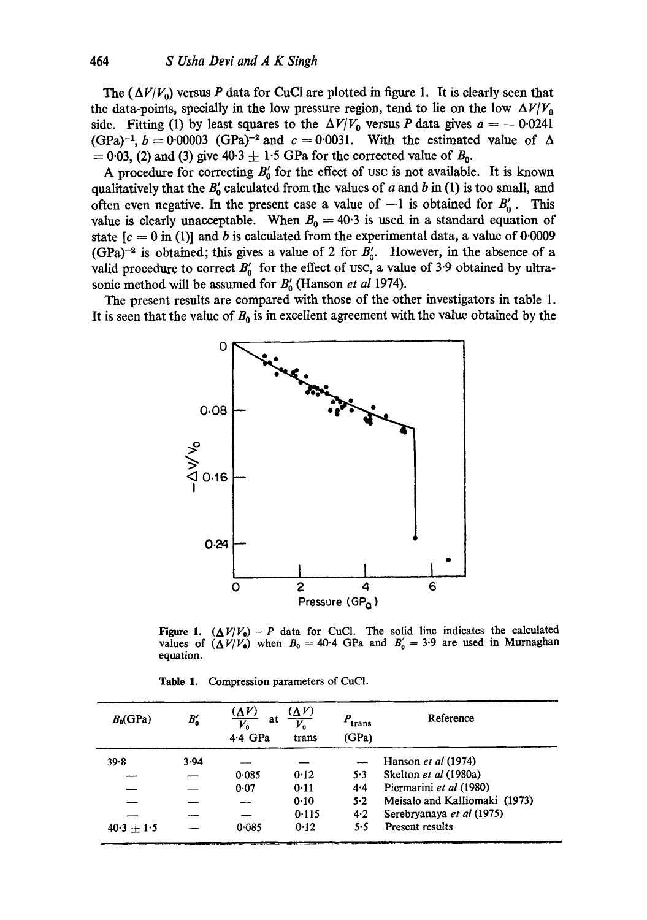The $(\Delta V/V_0)$ versus $P$ data for CuCl are plotted in figure 1. It is clearly seen that the data-points, specially in the low pressure region, tend to lie on the low $\Delta V/V_0$ side. Fitting (1) by least squares to the $\Delta V/V_0$ versus $P$ data gives $a = -0.0241$ $(\text{GPa})^{-1}$, $b = 0.00003$ $(\text{GPa})^{-2}$ and $c = 0.0031$. With the estimated value of $\Delta = 0.03$, (2) and (3) give $40.3 \pm 1.5$ GPa for the corrected value of $B_0$.

A procedure for correcting $B_0'$ for the effect of USC is not available. It is known qualitatively that the $B_0'$ calculated from the values of $a$ and $b$ in (1) is too small, and often even negative. In the present case a value of $-1$ is obtained for $B_0'$. This value is clearly unacceptable. When $B_0 = 40.3$ is used in a standard equation of state [$c = 0$ in (1)] and $b$ is calculated from the experimental data, a value of 0.0009 $(\text{GPa})^{-2}$ is obtained; this gives a value of 2 for $B_0'$. However, in the absence of a valid procedure to correct $B_0'$ for the effect of USC, a value of 3.9 obtained by ultrasonic method will be assumed for $B_0'$ (Hanson *et al* 1974).

The present results are compared with those of the other investigators in table 1. It is seen that the value of $B_0$ is in excellent agreement with the value obtained by the

**Figure 1.** $(\Delta V/V_0) - P$ data for CuCl. The solid line indicates the calculated values of $(\Delta V/V_0)$ when $B_0 = 40.4$ GPa and $B_0' = 3.9$ are used in Murnaghan equation.

**Table 1.** Compression parameters of CuCl.

| $B_0$(GPa) | $B_0'$ | $\frac{(\Delta V)}{V_0}$ at 4.4 GPa | $\frac{(\Delta V)}{V_0}$ trans | $P_{\text{trans}}$ (GPa) | Reference |
|---|---|---|---|---|---|
| 39.8 | 3.94 | — | — | — | Hanson *et al* (1974) |
| — | — | 0.085 | 0.12 | 5.3 | Skelton *et al* (1980a) |
| — | — | 0.07 | 0.11 | 4.4 | Piermarini *et al* (1980) |
| — | — | — | 0.10 | 5.2 | Meisalo and Kalliomaki (1973) |
| — | — | — | 0.115 | 4.2 | Serebryanaya *et al* (1975) |
| $40.3 \pm 1.5$ | — | 0.085 | 0.12 | 5.5 | Present results |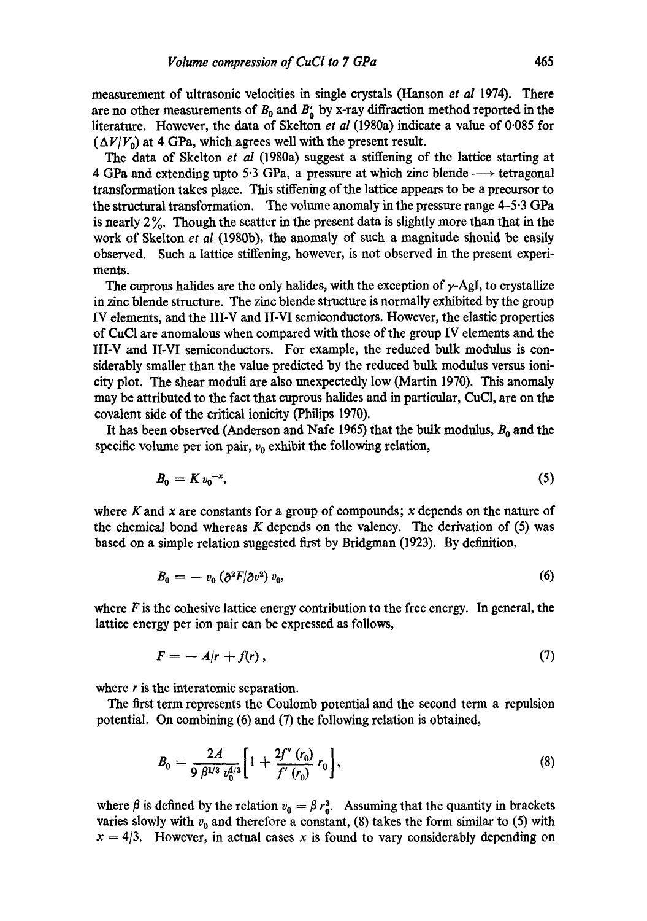measurement of ultrasonic velocities in single crystals (Hanson *et al* 1974). There are no other measurements of $B_0$ and $B_0'$ by x-ray diffraction method reported in the literature. However, the data of Skelton *et al* (1980a) indicate a value of 0·085 for $(\Delta V/V_0)$ at 4 GPa, which agrees well with the present result.

The data of Skelton *et al* (1980a) suggest a stiffening of the lattice starting at 4 GPa and extending upto 5·3 GPa, a pressure at which zinc blende $\longrightarrow$ tetragonal transformation takes place. This stiffening of the lattice appears to be a precursor to the structural transformation. The volume anomaly in the pressure range 4–5·3 GPa is nearly 2%. Though the scatter in the present data is slightly more than that in the work of Skelton *et al* (1980b), the anomaly of such a magnitude should be easily observed. Such a lattice stiffening, however, is not observed in the present experiments.

The cuprous halides are the only halides, with the exception of $\gamma$-AgI, to crystallize in zinc blende structure. The zinc blende structure is normally exhibited by the group IV elements, and the III-V and II-VI semiconductors. However, the elastic properties of CuCl are anomalous when compared with those of the group IV elements and the III-V and II-VI semiconductors. For example, the reduced bulk modulus is considerably smaller than the value predicted by the reduced bulk modulus versus ionicity plot. The shear moduli are also unexpectedly low (Martin 1970). This anomaly may be attributed to the fact that cuprous halides and in particular, CuCl, are on the covalent side of the critical ionicity (Philips 1970).

It has been observed (Anderson and Nafe 1965) that the bulk modulus, $B_0$ and the specific volume per ion pair, $v_0$ exhibit the following relation,

$$B_0 = K v_0^{-x}, \tag{5}$$

where $K$ and $x$ are constants for a group of compounds; $x$ depends on the nature of the chemical bond whereas $K$ depends on the valency. The derivation of (5) was based on a simple relation suggested first by Bridgman (1923). By definition,

$$B_0 = -v_0 \left(\partial^2 F/\partial v^2\right) v_0, \tag{6}$$

where $F$ is the cohesive lattice energy contribution to the free energy. In general, the lattice energy per ion pair can be expressed as follows,

$$F = -A/r + f(r), \tag{7}$$

where $r$ is the interatomic separation.

The first term represents the Coulomb potential and the second term a repulsion potential. On combining (6) and (7) the following relation is obtained,

$$B_0 = \frac{2A}{9\,\beta^{1/3}\,v_0^{4/3}}\left[1 + \frac{2f''(r_0)}{f'(r_0)}\,r_0\right], \tag{8}$$

where $\beta$ is defined by the relation $v_0 = \beta r_0^3$. Assuming that the quantity in brackets varies slowly with $v_0$ and therefore a constant, (8) takes the form similar to (5) with $x = 4/3$. However, in actual cases $x$ is found to vary considerably depending on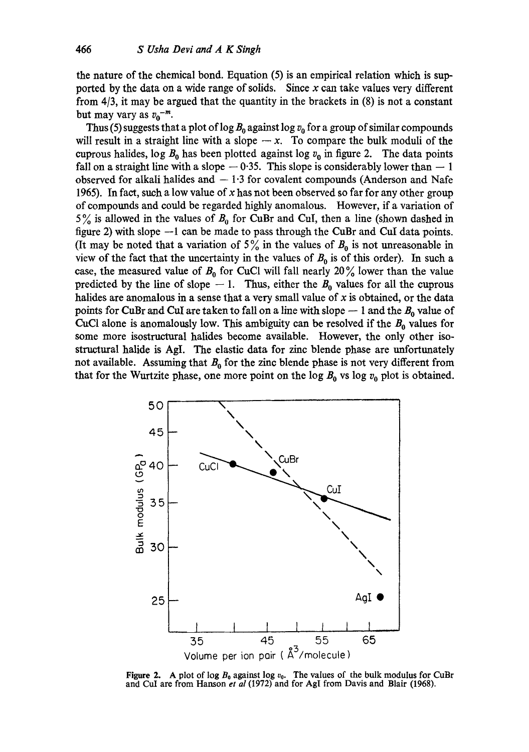the nature of the chemical bond. Equation (5) is an empirical relation which is supported by the data on a wide range of solids. Since $x$ can take values very different from 4/3, it may be argued that the quantity in the brackets in (8) is not a constant but may vary as $v_0^{-m}$.

Thus (5) suggests that a plot of $\log B_0$ against $\log v_0$ for a group of similar compounds will result in a straight line with a slope $-x$. To compare the bulk moduli of the cuprous halides, $\log B_0$ has been plotted against $\log v_0$ in figure 2. The data points fall on a straight line with a slope $-0.35$. This slope is considerably lower than $-1$ observed for alkali halides and $-1.3$ for covalent compounds (Anderson and Nafe 1965). In fact, such a low value of $x$ has not been observed so far for any other group of compounds and could be regarded highly anomalous. However, if a variation of 5% is allowed in the values of $B_0$ for CuBr and CuI, then a line (shown dashed in figure 2) with slope $-1$ can be made to pass through the CuBr and CuI data points. (It may be noted that a variation of 5% in the values of $B_0$ is not unreasonable in view of the fact that the uncertainty in the values of $B_0$ is of this order). In such a case, the measured value of $B_0$ for CuCl will fall nearly 20% lower than the value predicted by the line of slope $-1$. Thus, either the $B_0$ values for all the cuprous halides are anomalous in a sense that a very small value of $x$ is obtained, or the data points for CuBr and CuI are taken to fall on a line with slope $-1$ and the $B_0$ value of CuCl alone is anomalously low. This ambiguity can be resolved if the $B_0$ values for some more isostructural halides become available. However, the only other isostructural halide is AgI. The elastic data for zinc blende phase are unfortunately not available. Assuming that $B_0$ for the zinc blende phase is not very different from that for the Wurtzite phase, one more point on the $\log B_0$ vs $\log v_0$ plot is obtained.

**Figure 2.** A plot of $\log B_0$ against $\log v_0$. The values of the bulk modulus for CuBr and CuI are from Hanson *et al* (1972) and for AgI from Davis and Blair (1968).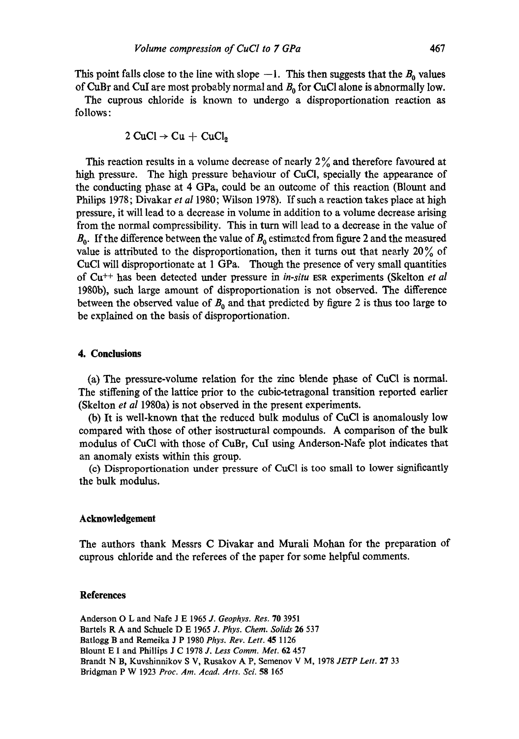This point falls close to the line with slope $-1$. This then suggests that the $B_0$ values of CuBr and CuI are most probably normal and $B_0$ for CuCl alone is abnormally low.

The cuprous chloride is known to undergo a disproportionation reaction as follows:

$$2\,\mathrm{CuCl} \rightarrow \mathrm{Cu} + \mathrm{CuCl_2}$$

This reaction results in a volume decrease of nearly 2% and therefore favoured at high pressure. The high pressure behaviour of CuCl, specially the appearance of the conducting phase at 4 GPa, could be an outcome of this reaction (Blount and Philips 1978; Divakar *et al* 1980; Wilson 1978). If such a reaction takes place at high pressure, it will lead to a decrease in volume in addition to a volume decrease arising from the normal compressibility. This in turn will lead to a decrease in the value of $B_0$. If the difference between the value of $B_0$ estimated from figure 2 and the measured value is attributed to the disproportionation, then it turns out that nearly 20% of CuCl will disproportionate at 1 GPa. Though the presence of very small quantities of $Cu^{++}$ has been detected under pressure in *in-situ* ESR experiments (Skelton *et al* 1980b), such large amount of disproportionation is not observed. The difference between the observed value of $B_0$ and that predicted by figure 2 is thus too large to be explained on the basis of disproportionation.

## 4. Conclusions

(a) The pressure-volume relation for the zinc blende phase of CuCl is normal. The stiffening of the lattice prior to the cubic-tetragonal transition reported earlier (Skelton *et al* 1980a) is not observed in the present experiments.

(b) It is well-known that the reduced bulk modulus of CuCl is anomalously low compared with those of other isostructural compounds. A comparison of the bulk modulus of CuCl with those of CuBr, CuI using Anderson-Nafe plot indicates that an anomaly exists within this group.

(c) Disproportionation under pressure of CuCl is too small to lower significantly the bulk modulus.

## Acknowledgement

The authors thank Messrs C Divakar and Murali Mohan for the preparation of cuprous chloride and the referees of the paper for some helpful comments.

## References

Anderson O L and Nafe J E 1965 *J. Geophys. Res.* **70** 3951
Bartels R A and Schuele D E 1965 *J. Phys. Chem. Solids* **26** 537
Batlogg B and Remeika J P 1980 *Phys. Rev. Lett.* **45** 1126
Blount E I and Phillips J C 1978 *J. Less Comm. Met.* **62** 457
Brandt N B, Kuvshinnikov S V, Rusakov A P, Semenov V M, 1978 *JETP Lett.* **27** 33
Bridgman P W 1923 *Proc. Am. Acad. Arts. Sci.* **58** 165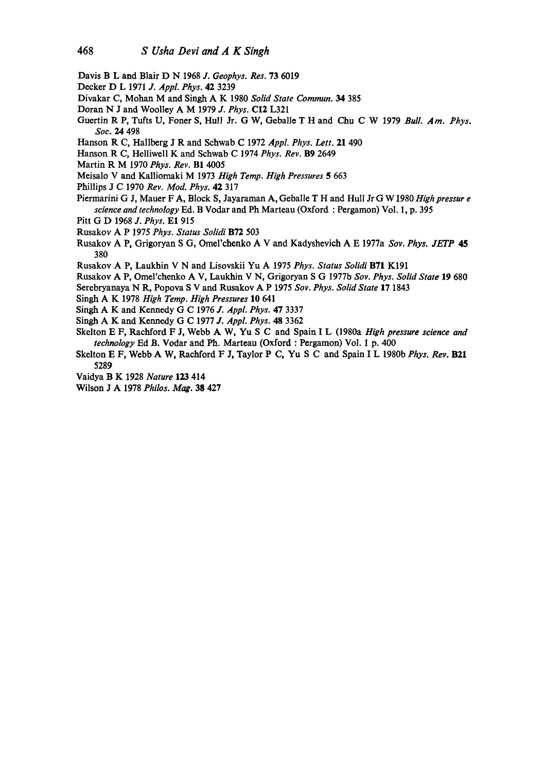Davis B L and Blair D N 1968 *J. Geophys. Res.* **73** 6019

Decker D L 1971 *J. Appl. Phys.* **42** 3239

Divakar C, Mohan M and Singh A K 1980 *Solid State Commun.* **34** 385

Doran N J and Woolley A M 1979 *J. Phys.* **C12** L321

Guertin R P, Tufts U, Foner S, Hull Jr. G W, Geballe T H and Chu C W 1979 *Bull. Am. Phys. Soc.* **24** 498

Hanson R C, Hallberg J R and Schwab C 1972 *Appl. Phys. Lett.* **21** 490

Hanson R C, Helliwell K and Schwab C 1974 *Phys. Rev.* **B9** 2649

Martin R M 1970 *Phys. Rev.* **B1** 4005

Meisalo V and Kalliomaki M 1973 *High Temp. High Pressures* **5** 663

Phillips J C 1970 *Rev. Mod. Phys.* **42** 317

Piermarini G J, Mauer F A, Block S, Jayaraman A, Geballe T H and Hull Jr G W 1980 *High pressur e science and technology* Ed. B Vodar and Ph Marteau (Oxford : Pergamon) Vol. 1, p. 395

Pitt G D 1968 *J. Phys.* **E1** 915

Rusakov A P 1975 *Phys. Status Solidi* **B72** 503

Rusakov A P, Grigoryan S G, Omel'chenko A V and Kadyshevich A E 1977a *Sov. Phys. JETP* **45** 380

Rusakov A P, Laukhin V N and Lisovskii Yu A 1975 *Phys. Status Solidi* **B71** K191

Rusakov A P, Omel'chenko A V, Laukhin V N, Grigoryan S G 1977b *Sov. Phys. Solid State* **19** 680

Serebryanaya N R, Popova S V and Rusakov A P 1975 *Sov. Phys. Solid State* **17** 1843

Singh A K 1978 *High Temp. High Pressures* **10** 641

Singh A K and Kennedy G C 1976 *J. Appl. Phys.* **47** 3337

Singh A K and Kennedy G C 1977 *J. Appl. Phys.* **48** 3362

Skelton E F, Rachford F J, Webb A W, Yu S C and Spain I L (1980a *High pressure science and technology* Ed B. Vodar and Ph. Marteau (Oxford : Pergamon) Vol. 1 p. 400

Skelton E F, Webb A W, Rachford F J, Taylor P C, Yu S C and Spain I L 1980b *Phys. Rev.* **B21** 5289

Vaidya B K 1928 *Nature* **123** 414

Wilson J A 1978 *Philos. Mag.* **38** 427